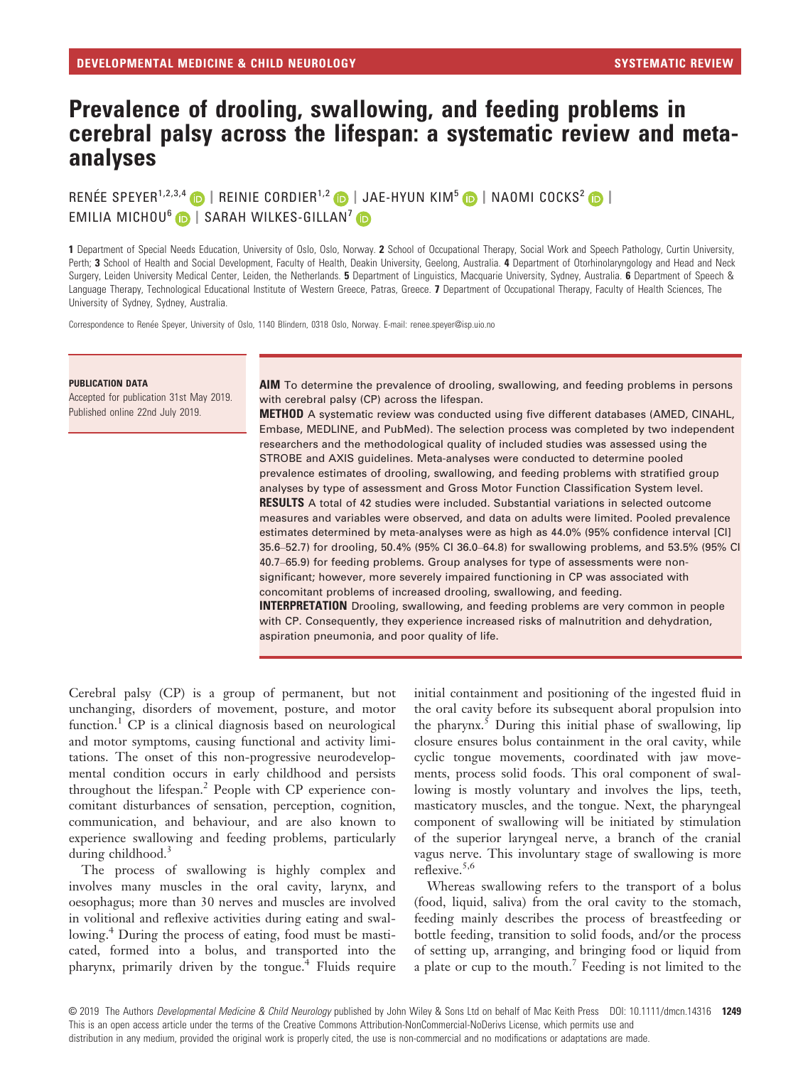# Prevalence of drooling, swallowing, and feeding problems in cerebral palsy across the lifespan: a systematic review and meta-analyses

RENÉE SPEYER[1,2,3,4] | REINIE CORDIER[1,2] | JAE-HYUN KIM[5] | NAOMI COCKS[2] | EMILIA MICHOU[6] | SARAH WILKES-GILLAN[7]

**1** Department of Special Needs Education, University of Oslo, Oslo, Norway. **2** School of Occupational Therapy, Social Work and Speech Pathology, Curtin University, Perth; **3** School of Health and Social Development, Faculty of Health, Deakin University, Geelong, Australia. **4** Department of Otorhinolaryngology and Head and Neck Surgery, Leiden University Medical Center, Leiden, the Netherlands. **5** Department of Linguistics, Macquarie University, Sydney, Australia. **6** Department of Speech & Language Therapy, Technological Educational Institute of Western Greece, Patras, Greece. **7** Department of Occupational Therapy, Faculty of Health Sciences, The University of Sydney, Sydney, Australia.

Correspondence to Renée Speyer, University of Oslo, 1140 Blindern, 0318 Oslo, Norway. E-mail: renee.speyer@isp.uio.no

**PUBLICATION DATA**

Accepted for publication 31st May 2019.
Published online 22nd July 2019.

**AIM** To determine the prevalence of drooling, swallowing, and feeding problems in persons with cerebral palsy (CP) across the lifespan.

**METHOD** A systematic review was conducted using five different databases (AMED, CINAHL, Embase, MEDLINE, and PubMed). The selection process was completed by two independent researchers and the methodological quality of included studies was assessed using the STROBE and AXIS guidelines. Meta-analyses were conducted to determine pooled prevalence estimates of drooling, swallowing, and feeding problems with stratified group analyses by type of assessment and Gross Motor Function Classification System level.

**RESULTS** A total of 42 studies were included. Substantial variations in selected outcome measures and variables were observed, and data on adults were limited. Pooled prevalence estimates determined by meta-analyses were as high as 44.0% (95% confidence interval [CI] 35.6–52.7) for drooling, 50.4% (95% CI 36.0–64.8) for swallowing problems, and 53.5% (95% CI 40.7–65.9) for feeding problems. Group analyses for type of assessments were non-significant; however, more severely impaired functioning in CP was associated with concomitant problems of increased drooling, swallowing, and feeding.

**INTERPRETATION** Drooling, swallowing, and feeding problems are very common in people with CP. Consequently, they experience increased risks of malnutrition and dehydration, aspiration pneumonia, and poor quality of life.

Cerebral palsy (CP) is a group of permanent, but not unchanging, disorders of movement, posture, and motor function.[1] CP is a clinical diagnosis based on neurological and motor symptoms, causing functional and activity limitations. The onset of this non-progressive neurodevelopmental condition occurs in early childhood and persists throughout the lifespan.[2] People with CP experience concomitant disturbances of sensation, perception, cognition, communication, and behaviour, and are also known to experience swallowing and feeding problems, particularly during childhood.[3]

The process of swallowing is highly complex and involves many muscles in the oral cavity, larynx, and oesophagus; more than 30 nerves and muscles are involved in volitional and reflexive activities during eating and swallowing.[4] During the process of eating, food must be masticated, formed into a bolus, and transported into the pharynx, primarily driven by the tongue.[4] Fluids require initial containment and positioning of the ingested fluid in the oral cavity before its subsequent aboral propulsion into the pharynx.[5] During this initial phase of swallowing, lip closure ensures bolus containment in the oral cavity, while cyclic tongue movements, coordinated with jaw movements, process solid foods. This oral component of swallowing is mostly voluntary and involves the lips, teeth, masticatory muscles, and the tongue. Next, the pharyngeal component of swallowing will be initiated by stimulation of the superior laryngeal nerve, a branch of the cranial vagus nerve. This involuntary stage of swallowing is more reflexive.[5,6]

Whereas swallowing refers to the transport of a bolus (food, liquid, saliva) from the oral cavity to the stomach, feeding mainly describes the process of breastfeeding or bottle feeding, transition to solid foods, and/or the process of setting up, arranging, and bringing food or liquid from a plate or cup to the mouth.[7] Feeding is not limited to the

© 2019 The Authors *Developmental Medicine & Child Neurology* published by John Wiley & Sons Ltd on behalf of Mac Keith Press DOI: 10.1111/dmcn.14316
This is an open access article under the terms of the Creative Commons Attribution-NonCommercial-NoDerivs License, which permits use and distribution in any medium, provided the original work is properly cited, the use is non-commercial and no modifications or adaptations are made.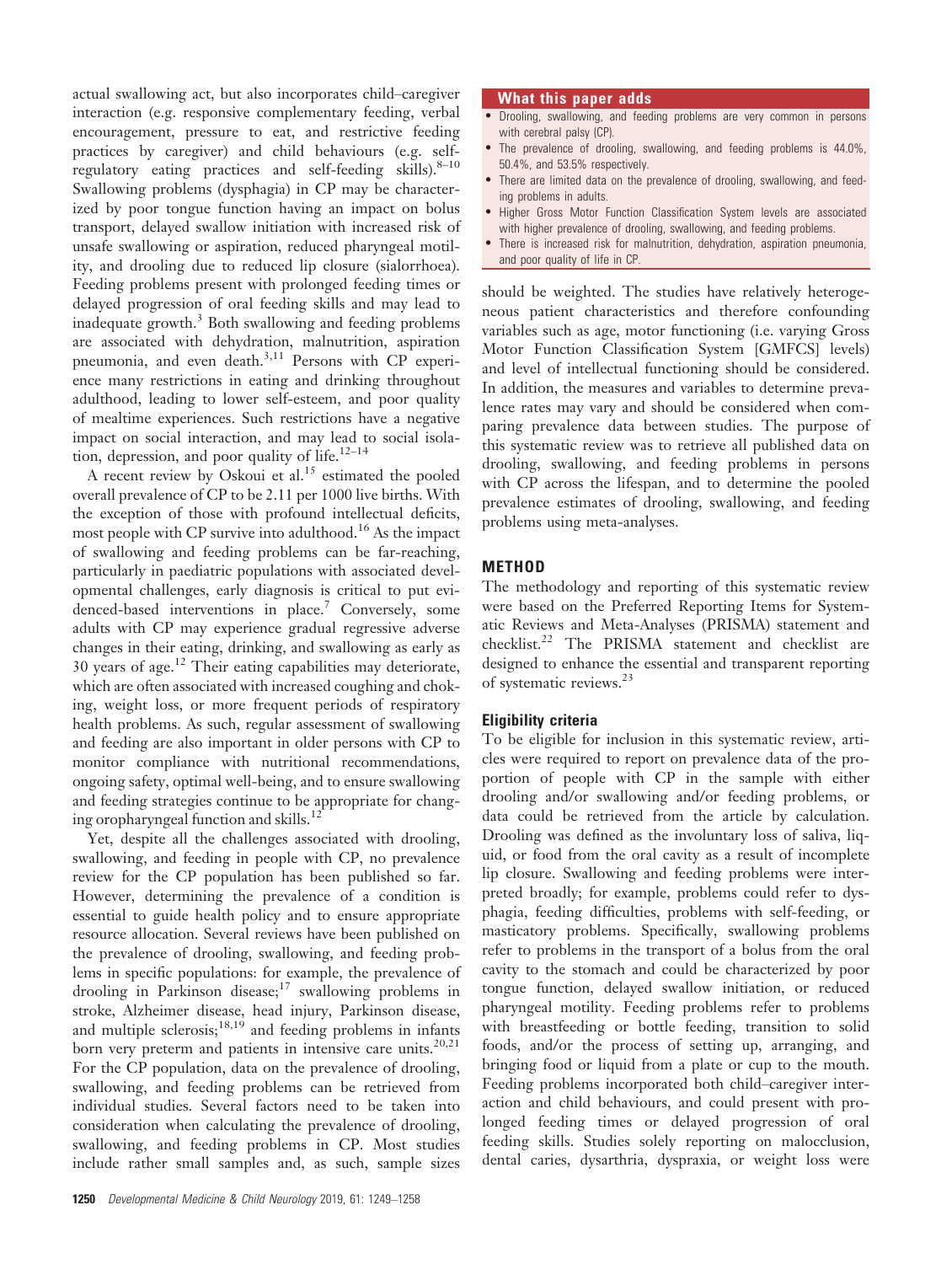actual swallowing act, but also incorporates child–caregiver interaction (e.g. responsive complementary feeding, verbal encouragement, pressure to eat, and restrictive feeding practices by caregiver) and child behaviours (e.g. self-regulatory eating practices and self-feeding skills).[8–10] Swallowing problems (dysphagia) in CP may be characterized by poor tongue function having an impact on bolus transport, delayed swallow initiation with increased risk of unsafe swallowing or aspiration, reduced pharyngeal motility, and drooling due to reduced lip closure (sialorrhoea). Feeding problems present with prolonged feeding times or delayed progression of oral feeding skills and may lead to inadequate growth.[3] Both swallowing and feeding problems are associated with dehydration, malnutrition, aspiration pneumonia, and even death.[3,11] Persons with CP experience many restrictions in eating and drinking throughout adulthood, leading to lower self-esteem, and poor quality of mealtime experiences. Such restrictions have a negative impact on social interaction, and may lead to social isolation, depression, and poor quality of life.[12–14]

A recent review by Oskoui et al.[15] estimated the pooled overall prevalence of CP to be 2.11 per 1000 live births. With the exception of those with profound intellectual deficits, most people with CP survive into adulthood.[16] As the impact of swallowing and feeding problems can be far-reaching, particularly in paediatric populations with associated developmental challenges, early diagnosis is critical to put evidenced-based interventions in place.[7] Conversely, some adults with CP may experience gradual regressive adverse changes in their eating, drinking, and swallowing as early as 30 years of age.[12] Their eating capabilities may deteriorate, which are often associated with increased coughing and choking, weight loss, or more frequent periods of respiratory health problems. As such, regular assessment of swallowing and feeding are also important in older persons with CP to monitor compliance with nutritional recommendations, ongoing safety, optimal well-being, and to ensure swallowing and feeding strategies continue to be appropriate for changing oropharyngeal function and skills.[12]

Yet, despite all the challenges associated with drooling, swallowing, and feeding in people with CP, no prevalence review for the CP population has been published so far. However, determining the prevalence of a condition is essential to guide health policy and to ensure appropriate resource allocation. Several reviews have been published on the prevalence of drooling, swallowing, and feeding problems in specific populations: for example, the prevalence of drooling in Parkinson disease;[17] swallowing problems in stroke, Alzheimer disease, head injury, Parkinson disease, and multiple sclerosis;[18,19] and feeding problems in infants born very preterm and patients in intensive care units.[20,21] For the CP population, data on the prevalence of drooling, swallowing, and feeding problems can be retrieved from individual studies. Several factors need to be taken into consideration when calculating the prevalence of drooling, swallowing, and feeding problems in CP. Most studies include rather small samples and, as such, sample sizes should be weighted. The studies have relatively heterogeneous patient characteristics and therefore confounding variables such as age, motor functioning (i.e. varying Gross Motor Function Classification System [GMFCS] levels) and level of intellectual functioning should be considered. In addition, the measures and variables to determine prevalence rates may vary and should be considered when comparing prevalence data between studies. The purpose of this systematic review was to retrieve all published data on drooling, swallowing, and feeding problems in persons with CP across the lifespan, and to determine the pooled prevalence estimates of drooling, swallowing, and feeding problems using meta-analyses.

**What this paper adds**

- Drooling, swallowing, and feeding problems are very common in persons with cerebral palsy (CP).
- The prevalence of drooling, swallowing, and feeding problems is 44.0%, 50.4%, and 53.5% respectively.
- There are limited data on the prevalence of drooling, swallowing, and feeding problems in adults.
- Higher Gross Motor Function Classification System levels are associated with higher prevalence of drooling, swallowing, and feeding problems.
- There is increased risk for malnutrition, dehydration, aspiration pneumonia, and poor quality of life in CP.

## METHOD

The methodology and reporting of this systematic review were based on the Preferred Reporting Items for Systematic Reviews and Meta-Analyses (PRISMA) statement and checklist.[22] The PRISMA statement and checklist are designed to enhance the essential and transparent reporting of systematic reviews.[23]

### Eligibility criteria

To be eligible for inclusion in this systematic review, articles were required to report on prevalence data of the proportion of people with CP in the sample with either drooling and/or swallowing and/or feeding problems, or data could be retrieved from the article by calculation. Drooling was defined as the involuntary loss of saliva, liquid, or food from the oral cavity as a result of incomplete lip closure. Swallowing and feeding problems were interpreted broadly; for example, problems could refer to dysphagia, feeding difficulties, problems with self-feeding, or masticatory problems. Specifically, swallowing problems refer to problems in the transport of a bolus from the oral cavity to the stomach and could be characterized by poor tongue function, delayed swallow initiation, or reduced pharyngeal motility. Feeding problems refer to problems with breastfeeding or bottle feeding, transition to solid foods, and/or the process of setting up, arranging, and bringing food or liquid from a plate or cup to the mouth. Feeding problems incorporated both child–caregiver interaction and child behaviours, and could present with prolonged feeding times or delayed progression of oral feeding skills. Studies solely reporting on malocclusion, dental caries, dysarthria, dyspraxia, or weight loss were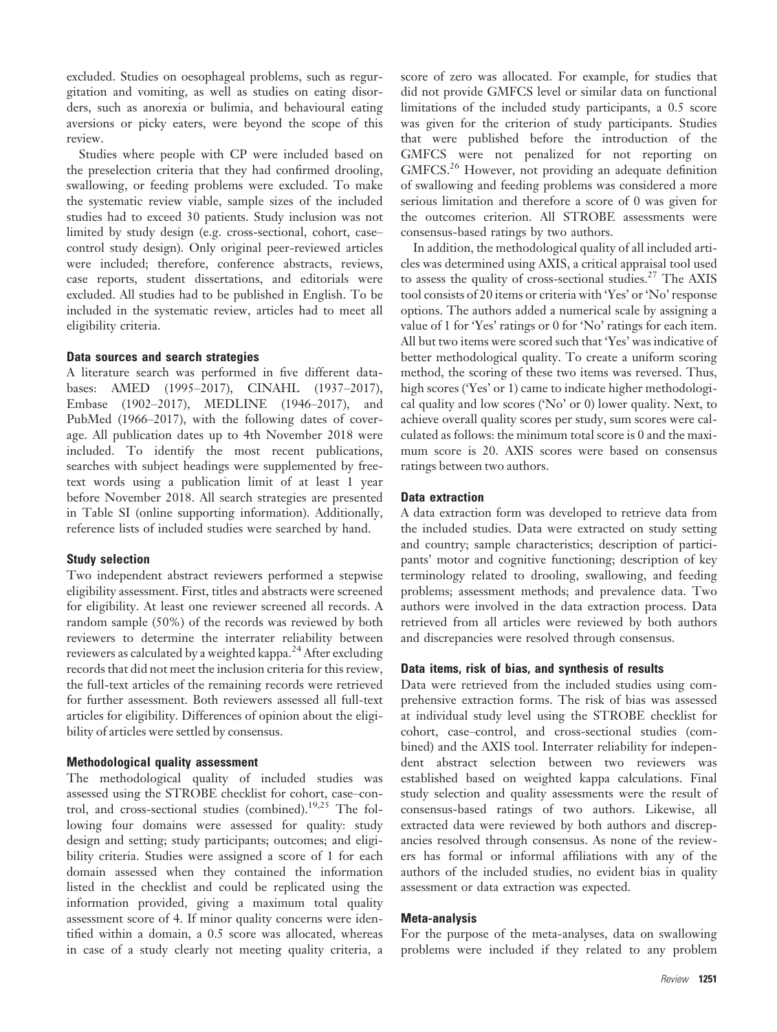excluded. Studies on oesophageal problems, such as regurgitation and vomiting, as well as studies on eating disorders, such as anorexia or bulimia, and behavioural eating aversions or picky eaters, were beyond the scope of this review.

Studies where people with CP were included based on the preselection criteria that they had confirmed drooling, swallowing, or feeding problems were excluded. To make the systematic review viable, sample sizes of the included studies had to exceed 30 patients. Study inclusion was not limited by study design (e.g. cross-sectional, cohort, case–control study design). Only original peer-reviewed articles were included; therefore, conference abstracts, reviews, case reports, student dissertations, and editorials were excluded. All studies had to be published in English. To be included in the systematic review, articles had to meet all eligibility criteria.

### Data sources and search strategies

A literature search was performed in five different databases: AMED (1995–2017), CINAHL (1937–2017), Embase (1902–2017), MEDLINE (1946–2017), and PubMed (1966–2017), with the following dates of coverage. All publication dates up to 4th November 2018 were included. To identify the most recent publications, searches with subject headings were supplemented by free-text words using a publication limit of at least 1 year before November 2018. All search strategies are presented in Table SI (online supporting information). Additionally, reference lists of included studies were searched by hand.

### Study selection

Two independent abstract reviewers performed a stepwise eligibility assessment. First, titles and abstracts were screened for eligibility. At least one reviewer screened all records. A random sample (50%) of the records was reviewed by both reviewers to determine the interrater reliability between reviewers as calculated by a weighted kappa.[24] After excluding records that did not meet the inclusion criteria for this review, the full-text articles of the remaining records were retrieved for further assessment. Both reviewers assessed all full-text articles for eligibility. Differences of opinion about the eligibility of articles were settled by consensus.

### Methodological quality assessment

The methodological quality of included studies was assessed using the STROBE checklist for cohort, case–control, and cross-sectional studies (combined).[19,25] The following four domains were assessed for quality: study design and setting; study participants; outcomes; and eligibility criteria. Studies were assigned a score of 1 for each domain assessed when they contained the information listed in the checklist and could be replicated using the information provided, giving a maximum total quality assessment score of 4. If minor quality concerns were identified within a domain, a 0.5 score was allocated, whereas in case of a study clearly not meeting quality criteria, a score of zero was allocated. For example, for studies that did not provide GMFCS level or similar data on functional limitations of the included study participants, a 0.5 score was given for the criterion of study participants. Studies that were published before the introduction of the GMFCS were not penalized for not reporting on GMFCS.[26] However, not providing an adequate definition of swallowing and feeding problems was considered a more serious limitation and therefore a score of 0 was given for the outcomes criterion. All STROBE assessments were consensus-based ratings by two authors.

In addition, the methodological quality of all included articles was determined using AXIS, a critical appraisal tool used to assess the quality of cross-sectional studies.[27] The AXIS tool consists of 20 items or criteria with 'Yes' or 'No' response options. The authors added a numerical scale by assigning a value of 1 for 'Yes' ratings or 0 for 'No' ratings for each item. All but two items were scored such that 'Yes' was indicative of better methodological quality. To create a uniform scoring method, the scoring of these two items was reversed. Thus, high scores ('Yes' or 1) came to indicate higher methodological quality and low scores ('No' or 0) lower quality. Next, to achieve overall quality scores per study, sum scores were calculated as follows: the minimum total score is 0 and the maximum score is 20. AXIS scores were based on consensus ratings between two authors.

### Data extraction

A data extraction form was developed to retrieve data from the included studies. Data were extracted on study setting and country; sample characteristics; description of participants' motor and cognitive functioning; description of key terminology related to drooling, swallowing, and feeding problems; assessment methods; and prevalence data. Two authors were involved in the data extraction process. Data retrieved from all articles were reviewed by both authors and discrepancies were resolved through consensus.

### Data items, risk of bias, and synthesis of results

Data were retrieved from the included studies using comprehensive extraction forms. The risk of bias was assessed at individual study level using the STROBE checklist for cohort, case–control, and cross-sectional studies (combined) and the AXIS tool. Interrater reliability for independent abstract selection between two reviewers was established based on weighted kappa calculations. Final study selection and quality assessments were the result of consensus-based ratings of two authors. Likewise, all extracted data were reviewed by both authors and discrepancies resolved through consensus. As none of the reviewers has formal or informal affiliations with any of the authors of the included studies, no evident bias in quality assessment or data extraction was expected.

### Meta-analysis

For the purpose of the meta-analyses, data on swallowing problems were included if they related to any problem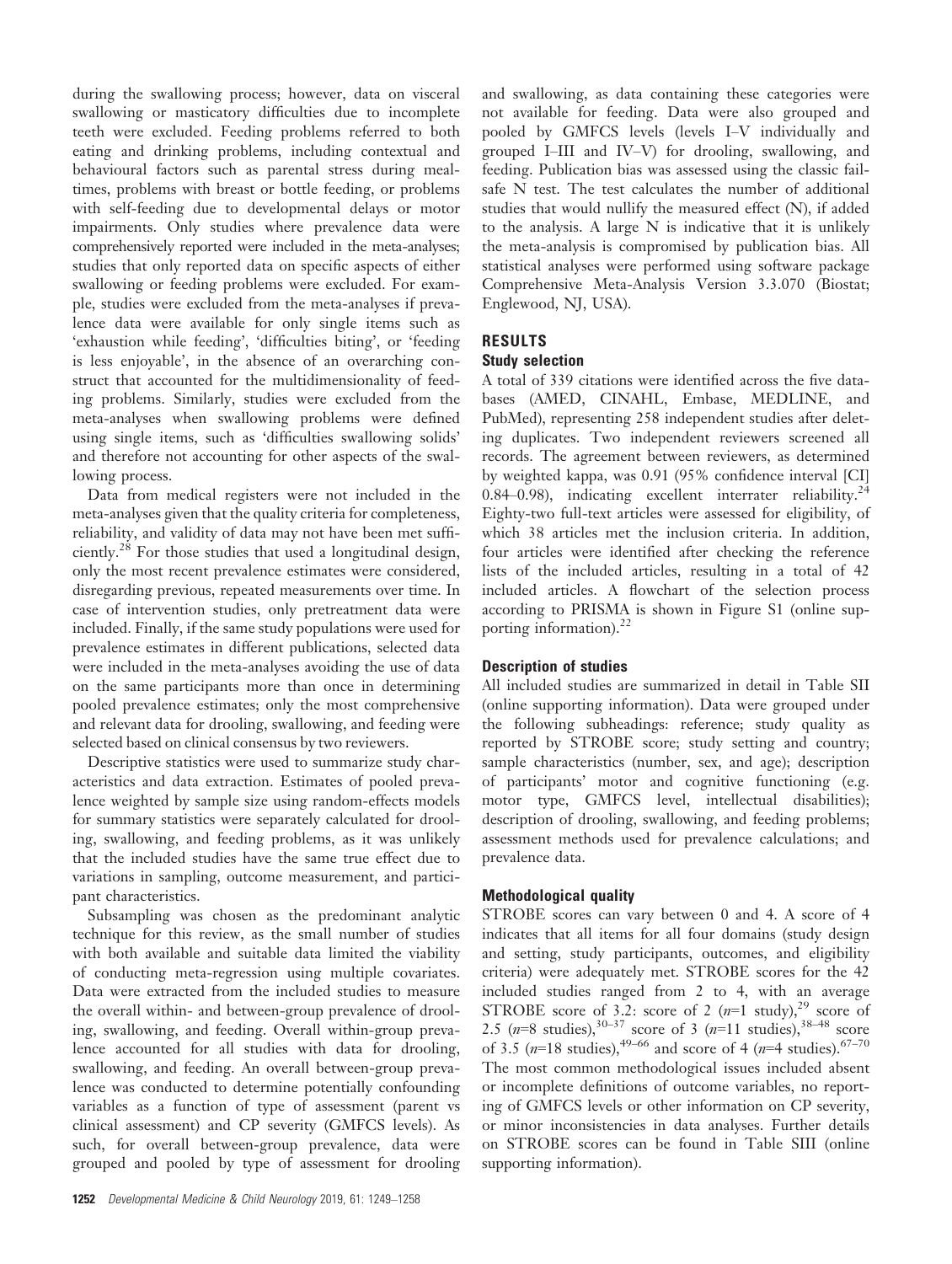during the swallowing process; however, data on visceral swallowing or masticatory difficulties due to incomplete teeth were excluded. Feeding problems referred to both eating and drinking problems, including contextual and behavioural factors such as parental stress during mealtimes, problems with breast or bottle feeding, or problems with self-feeding due to developmental delays or motor impairments. Only studies where prevalence data were comprehensively reported were included in the meta-analyses; studies that only reported data on specific aspects of either swallowing or feeding problems were excluded. For example, studies were excluded from the meta-analyses if prevalence data were available for only single items such as 'exhaustion while feeding', 'difficulties biting', or 'feeding is less enjoyable', in the absence of an overarching construct that accounted for the multidimensionality of feeding problems. Similarly, studies were excluded from the meta-analyses when swallowing problems were defined using single items, such as 'difficulties swallowing solids' and therefore not accounting for other aspects of the swallowing process.

Data from medical registers were not included in the meta-analyses given that the quality criteria for completeness, reliability, and validity of data may not have been met sufficiently.[28] For those studies that used a longitudinal design, only the most recent prevalence estimates were considered, disregarding previous, repeated measurements over time. In case of intervention studies, only pretreatment data were included. Finally, if the same study populations were used for prevalence estimates in different publications, selected data were included in the meta-analyses avoiding the use of data on the same participants more than once in determining pooled prevalence estimates; only the most comprehensive and relevant data for drooling, swallowing, and feeding were selected based on clinical consensus by two reviewers.

Descriptive statistics were used to summarize study characteristics and data extraction. Estimates of pooled prevalence weighted by sample size using random-effects models for summary statistics were separately calculated for drooling, swallowing, and feeding problems, as it was unlikely that the included studies have the same true effect due to variations in sampling, outcome measurement, and participant characteristics.

Subsampling was chosen as the predominant analytic technique for this review, as the small number of studies with both available and suitable data limited the viability of conducting meta-regression using multiple covariates. Data were extracted from the included studies to measure the overall within- and between-group prevalence of drooling, swallowing, and feeding. Overall within-group prevalence accounted for all studies with data for drooling, swallowing, and feeding. An overall between-group prevalence was conducted to determine potentially confounding variables as a function of type of assessment (parent vs clinical assessment) and CP severity (GMFCS levels). As such, for overall between-group prevalence, data were grouped and pooled by type of assessment for drooling and swallowing, as data containing these categories were not available for feeding. Data were also grouped and pooled by GMFCS levels (levels I–V individually and grouped I–III and IV–V) for drooling, swallowing, and feeding. Publication bias was assessed using the classic fail-safe N test. The test calculates the number of additional studies that would nullify the measured effect (N), if added to the analysis. A large N is indicative that it is unlikely the meta-analysis is compromised by publication bias. All statistical analyses were performed using software package Comprehensive Meta-Analysis Version 3.3.070 (Biostat; Englewood, NJ, USA).

## RESULTS

### Study selection

A total of 339 citations were identified across the five databases (AMED, CINAHL, Embase, MEDLINE, and PubMed), representing 258 independent studies after deleting duplicates. Two independent reviewers screened all records. The agreement between reviewers, as determined by weighted kappa, was 0.91 (95% confidence interval [CI] 0.84–0.98), indicating excellent interrater reliability.[24] Eighty-two full-text articles were assessed for eligibility, of which 38 articles met the inclusion criteria. In addition, four articles were identified after checking the reference lists of the included articles, resulting in a total of 42 included articles. A flowchart of the selection process according to PRISMA is shown in Figure S1 (online supporting information).[22]

### Description of studies

All included studies are summarized in detail in Table SII (online supporting information). Data were grouped under the following subheadings: reference; study quality as reported by STROBE score; study setting and country; sample characteristics (number, sex, and age); description of participants' motor and cognitive functioning (e.g. motor type, GMFCS level, intellectual disabilities); description of drooling, swallowing, and feeding problems; assessment methods used for prevalence calculations; and prevalence data.

### Methodological quality

STROBE scores can vary between 0 and 4. A score of 4 indicates that all items for all four domains (study design and setting, study participants, outcomes, and eligibility criteria) were adequately met. STROBE scores for the 42 included studies ranged from 2 to 4, with an average STROBE score of 3.2: score of 2 ($n$=1 study),[29] score of 2.5 ($n$=8 studies),[30–37] score of 3 ($n$=11 studies),[38–48] score of 3.5 ($n$=18 studies),[49–66] and score of 4 ($n$=4 studies).[67–70] The most common methodological issues included absent or incomplete definitions of outcome variables, no reporting of GMFCS levels or other information on CP severity, or minor inconsistencies in data analyses. Further details on STROBE scores can be found in Table SIII (online supporting information).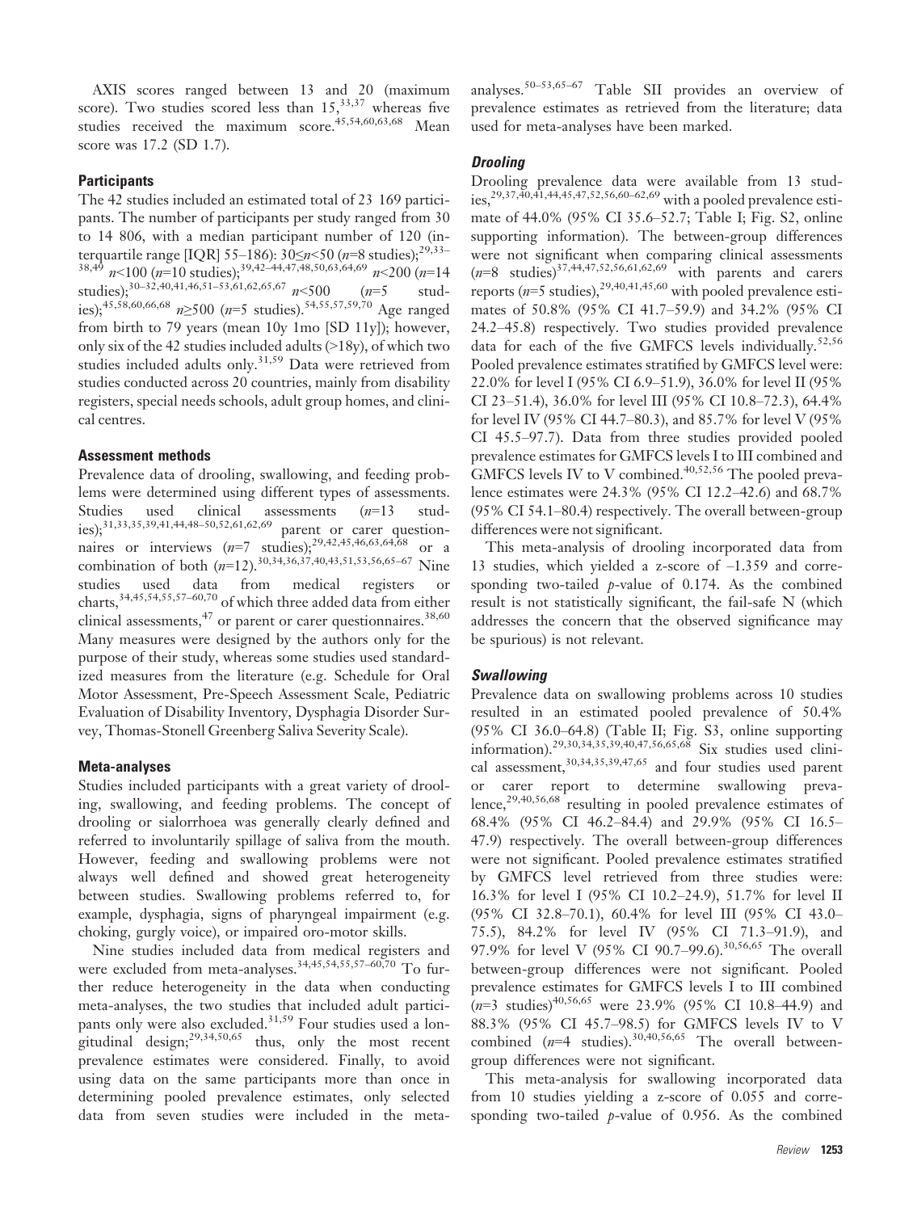AXIS scores ranged between 13 and 20 (maximum score). Two studies scored less than 15,[33,37] whereas five studies received the maximum score.[45,54,60,63,68] Mean score was 17.2 (SD 1.7).

### Participants

The 42 studies included an estimated total of 23 169 participants. The number of participants per study ranged from 30 to 14 806, with a median participant number of 120 (interquartile range [IQR] 55–186): 30≤*n*<50 (*n*=8 studies);[29,33–38,49] *n*<100 (*n*=10 studies);[39,42–44,47,48,50,63,64,69] *n*<200 (*n*=14 studies);[30–32,40,41,46,51–53,61,62,65,67] *n*<500 (*n*=5 studies);[45,58,60,66,68] *n*≥500 (*n*=5 studies).[54,55,57,59,70] Age ranged from birth to 79 years (mean 10y 1mo [SD 11y]); however, only six of the 42 studies included adults (>18y), of which two studies included adults only.[31,59] Data were retrieved from studies conducted across 20 countries, mainly from disability registers, special needs schools, adult group homes, and clinical centres.

### Assessment methods

Prevalence data of drooling, swallowing, and feeding problems were determined using different types of assessments. Studies used clinical assessments (*n*=13 studies);[31,33,35,39,41,44,48–50,52,62,69] parent or carer questionnaires or interviews (*n*=7 studies);[29,42,45,46,63,64,68] or a combination of both (*n*=12).[30,34,36,37,40,43,51,53,56,65–67] Nine studies used data from medical registers or charts,[34,45,54,55,57–60,70] of which three added data from either clinical assessments,[47] or parent or carer questionnaires.[38,60] Many measures were designed by the authors only for the purpose of their study, whereas some studies used standardized measures from the literature (e.g. Schedule for Oral Motor Assessment, Pre-Speech Assessment Scale, Pediatric Evaluation of Disability Inventory, Dysphagia Disorder Survey, Thomas-Stonell Greenberg Saliva Severity Scale).

### Meta-analyses

Studies included participants with a great variety of drooling, swallowing, and feeding problems. The concept of drooling or sialorrhoea was generally clearly defined and referred to involuntarily spillage of saliva from the mouth. However, feeding and swallowing problems were not always well defined and showed great heterogeneity between studies. Swallowing problems referred to, for example, dysphagia, signs of pharyngeal impairment (e.g. choking, gurgly voice), or impaired oro-motor skills.

Nine studies included data from medical registers and were excluded from meta-analyses.[34,45,54,55,57–60,70] To further reduce heterogeneity in the data when conducting meta-analyses, the two studies that included adult participants only were also excluded.[31,59] Four studies used a longitudinal design;[29,34,50,65] thus, only the most recent prevalence estimates were considered. Finally, to avoid using data on the same participants more than once in determining pooled prevalence estimates, only selected data from seven studies were included in the meta-analyses.[50–53,65–67] Table SII provides an overview of prevalence estimates as retrieved from the literature; data used for meta-analyses have been marked.

#### *Drooling*

Drooling prevalence data were available from 13 studies,[29,37,40,41,44,45,47,52,56,60–62,69] with a pooled prevalence estimate of 44.0% (95% CI 35.6–52.7; Table I; Fig. S2, online supporting information). The between-group differences were not significant when comparing clinical assessments (*n*=8 studies)[37,44,47,52,56,61,62,69] with parents and carers reports (*n*=5 studies),[29,40,41,45,60] with pooled prevalence estimates of 50.8% (95% CI 41.7–59.9) and 34.2% (95% CI 24.2–45.8) respectively. Two studies provided prevalence data for each of the five GMFCS levels individually.[52,56] Pooled prevalence estimates stratified by GMFCS level were: 22.0% for level I (95% CI 6.9–51.9), 36.0% for level II (95% CI 23–51.4), 36.0% for level III (95% CI 10.8–72.3), 64.4% for level IV (95% CI 44.7–80.3), and 85.7% for level V (95% CI 45.5–97.7). Data from three studies provided pooled prevalence estimates for GMFCS levels I to III combined and GMFCS levels IV to V combined.[40,52,56] The pooled prevalence estimates were 24.3% (95% CI 12.2–42.6) and 68.7% (95% CI 54.1–80.4) respectively. The overall between-group differences were not significant.

This meta-analysis of drooling incorporated data from 13 studies, which yielded a z-score of –1.359 and corresponding two-tailed *p*-value of 0.174. As the combined result is not statistically significant, the fail-safe N (which addresses the concern that the observed significance may be spurious) is not relevant.

#### *Swallowing*

Prevalence data on swallowing problems across 10 studies resulted in an estimated pooled prevalence of 50.4% (95% CI 36.0–64.8) (Table II; Fig. S3, online supporting information).[29,30,34,35,39,40,47,56,65,68] Six studies used clinical assessment,[30,34,35,39,47,65] and four studies used parent or carer report to determine swallowing prevalence,[29,40,56,68] resulting in pooled prevalence estimates of 68.4% (95% CI 46.2–84.4) and 29.9% (95% CI 16.5–47.9) respectively. The overall between-group differences were not significant. Pooled prevalence estimates stratified by GMFCS level retrieved from three studies were: 16.3% for level I (95% CI 10.2–24.9), 51.7% for level II (95% CI 32.8–70.1), 60.4% for level III (95% CI 43.0–75.5), 84.2% for level IV (95% CI 71.3–91.9), and 97.9% for level V (95% CI 90.7–99.6).[30,56,65] The overall between-group differences were not significant. Pooled prevalence estimates for GMFCS levels I to III combined (*n*=3 studies)[40,56,65] were 23.9% (95% CI 10.8–44.9) and 88.3% (95% CI 45.7–98.5) for GMFCS levels IV to V combined (*n*=4 studies).[30,40,56,65] The overall between-group differences were not significant.

This meta-analysis for swallowing incorporated data from 10 studies yielding a z-score of 0.055 and corresponding two-tailed *p*-value of 0.956. As the combined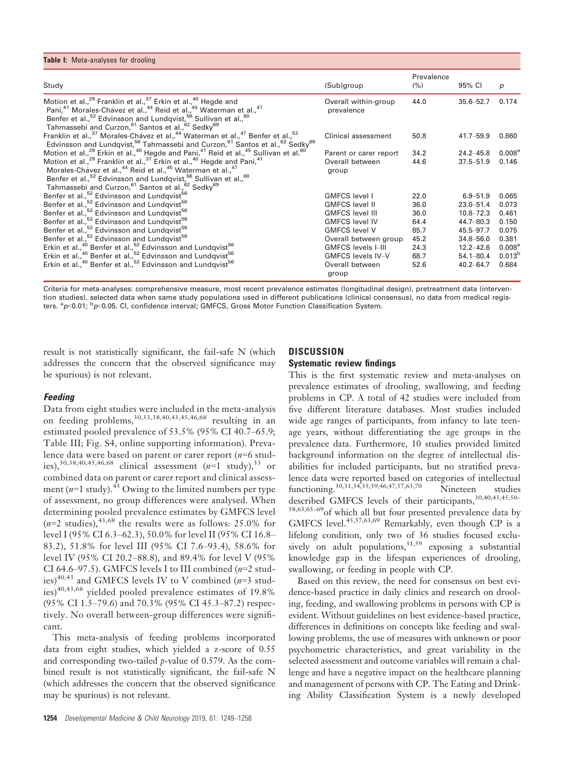**Table I:** Meta-analyses for drooling

| Study | (Sub)group | Prevalence (%) | 95% CI | *p* |
|---|---|---|---|---|
| Motion et al.,[29] Franklin et al.,[37] Erkin et al.,[40] Hegde and Pani,[41] Morales-Chávez et al.,[44] Reid et al.,[45] Waterman et al.,[47] Benfer et al.,[52] Edvinsson and Lundqvist,[56] Sullivan et al.,[60] Tahmassebi and Curzon,[61] Santos et al.,[62] Sedky[69] | Overall within-group prevalence | 44.0 | 35.6–52.7 | 0.174 |
| Franklin et al.,[37] Morales-Chávez et al.,[44] Waterman et al.,[47] Benfer et al.,[52] Edvinsson and Lundqvist,[56] Tahmassebi and Curzon,[61] Santos et al.,[62] Sedky[69] | Clinical assessment | 50.8 | 41.7–59.9 | 0.860 |
| Motion et al.,[29] Erkin et al.,[40] Hegde and Pani,[41] Reid et al.,[45] Sullivan et al.[60] | Parent or carer report | 34.2 | 24.2–45.8 | 0.008[a] |
| Motion et al.,[29] Franklin et al.,[37] Erkin et al.,[40] Hegde and Pani,[41] Morales-Chávez et al.,[44] Reid et al.,[45] Waterman et al.,[47] Benfer et al.,[52] Edvinsson and Lundqvist,[56] Sullivan et al.,[60] Tahmassebi and Curzon,[61] Santos et al.,[62] Sedky[69] | Overall between group | 44.6 | 37.5–51.9 | 0.146 |
| Benfer et al.,[52] Edvinsson and Lundqvist[56] | GMFCS level I | 22.0 | 6.9–51.9 | 0.065 |
| Benfer et al.,[52] Edvinsson and Lundqvist[56] | GMFCS level II | 36.0 | 23.0–51.4 | 0.073 |
| Benfer et al.,[52] Edvinsson and Lundqvist[56] | GMFCS level III | 36.0 | 10.8–72.3 | 0.461 |
| Benfer et al.,[52] Edvinsson and Lundqvist[56] | GMFCS level IV | 64.4 | 44.7–80.3 | 0.150 |
| Benfer et al.,[52] Edvinsson and Lundqvist[56] | GMFCS level V | 85.7 | 45.5–97.7 | 0.075 |
| Benfer et al.,[52] Edvinsson and Lundqvist[56] | Overall between group | 45.2 | 34.8–56.0 | 0.381 |
| Erkin et al.,[40] Benfer et al.,[52] Edvinsson and Lundqvist[56] | GMFCS levels I–III | 24.3 | 12.2–42.6 | 0.008[a] |
| Erkin et al.,[40] Benfer et al.,[52] Edvinsson and Lundqvist[56] | GMFCS levels IV–V | 68.7 | 54.1–80.4 | 0.013[b] |
| Erkin et al.,[40] Benfer et al.,[52] Edvinsson and Lundqvist[56] | Overall between group | 52.6 | 40.2–64.7 | 0.684 |

Criteria for meta-analyses: comprehensive measure, most recent prevalence estimates (longitudinal design), pretreatment data (intervention studies), selected data when same study populations used in different publications (clinical consensus), no data from medical registers. [a]$p<0.01$; [b]$p<0.05$. CI, confidence interval; GMFCS, Gross Motor Function Classification System.

result is not statistically significant, the fail-safe N (which addresses the concern that the observed significance may be spurious) is not relevant.

### Feeding

Data from eight studies were included in the meta-analysis on feeding problems,[30,33,38,40,43,45,46,68] resulting in an estimated pooled prevalence of 53.5% (95% CI 40.7–65.9; Table III; Fig. S4, online supporting information). Prevalence data were based on parent or carer report ($n$=6 studies),[30,38,40,45,46,68] clinical assessment ($n$=1 study),[33] or combined data on parent or carer report and clinical assessment ($n$=1 study).[43] Owing to the limited numbers per type of assessment, no group differences were analysed. When determining pooled prevalence estimates by GMFCS level ($n$=2 studies),[43,68] the results were as follows: 25.0% for level I (95% CI 6.3–62.3), 50.0% for level II (95% CI 16.8–83.2), 51.8% for level III (95% CI 7.6–93.4), 58.6% for level IV (95% CI 20.2–88.8), and 89.4% for level V (95% CI 64.6–97.5). GMFCS levels I to III combined ($n$=2 studies)[40,43] and GMFCS levels IV to V combined ($n$=3 studies)[40,43,68] yielded pooled prevalence estimates of 19.8% (95% CI 1.5–79.6) and 70.3% (95% CI 45.3–87.2) respectively. No overall between-group differences were significant.

This meta-analysis of feeding problems incorporated data from eight studies, which yielded a z-score of 0.55 and corresponding two-tailed $p$-value of 0.579. As the combined result is not statistically significant, the fail-safe N (which addresses the concern that the observed significance may be spurious) is not relevant.

## DISCUSSION

### Systematic review findings

This is the first systematic review and meta-analyses on prevalence estimates of drooling, swallowing, and feeding problems in CP. A total of 42 studies were included from five different literature databases. Most studies included wide age ranges of participants, from infancy to late teenage years, without differentiating the age groups in the prevalence data. Furthermore, 10 studies provided limited background information on the degree of intellectual disabilities for included participants, but no stratified prevalence data were reported based on categories of intellectual functioning.[30,31,34,35,39,46,47,57,63,70] Nineteen studies described GMFCS levels of their participants,[30,40,43,45,50–58,63,65–69] of which all but four presented prevalence data by GMFCS level.[45,57,63,69] Remarkably, even though CP is a lifelong condition, only two of 36 studies focused exclusively on adult populations,[31,59] exposing a substantial knowledge gap in the lifespan experiences of drooling, swallowing, or feeding in people with CP.

Based on this review, the need for consensus on best evidence-based practice in daily clinics and research on drooling, feeding, and swallowing problems in persons with CP is evident. Without guidelines on best evidence-based practice, differences in definitions on concepts like feeding and swallowing problems, the use of measures with unknown or poor psychometric characteristics, and great variability in the selected assessment and outcome variables will remain a challenge and have a negative impact on the healthcare planning and management of persons with CP. The Eating and Drinking Ability Classification System is a newly developed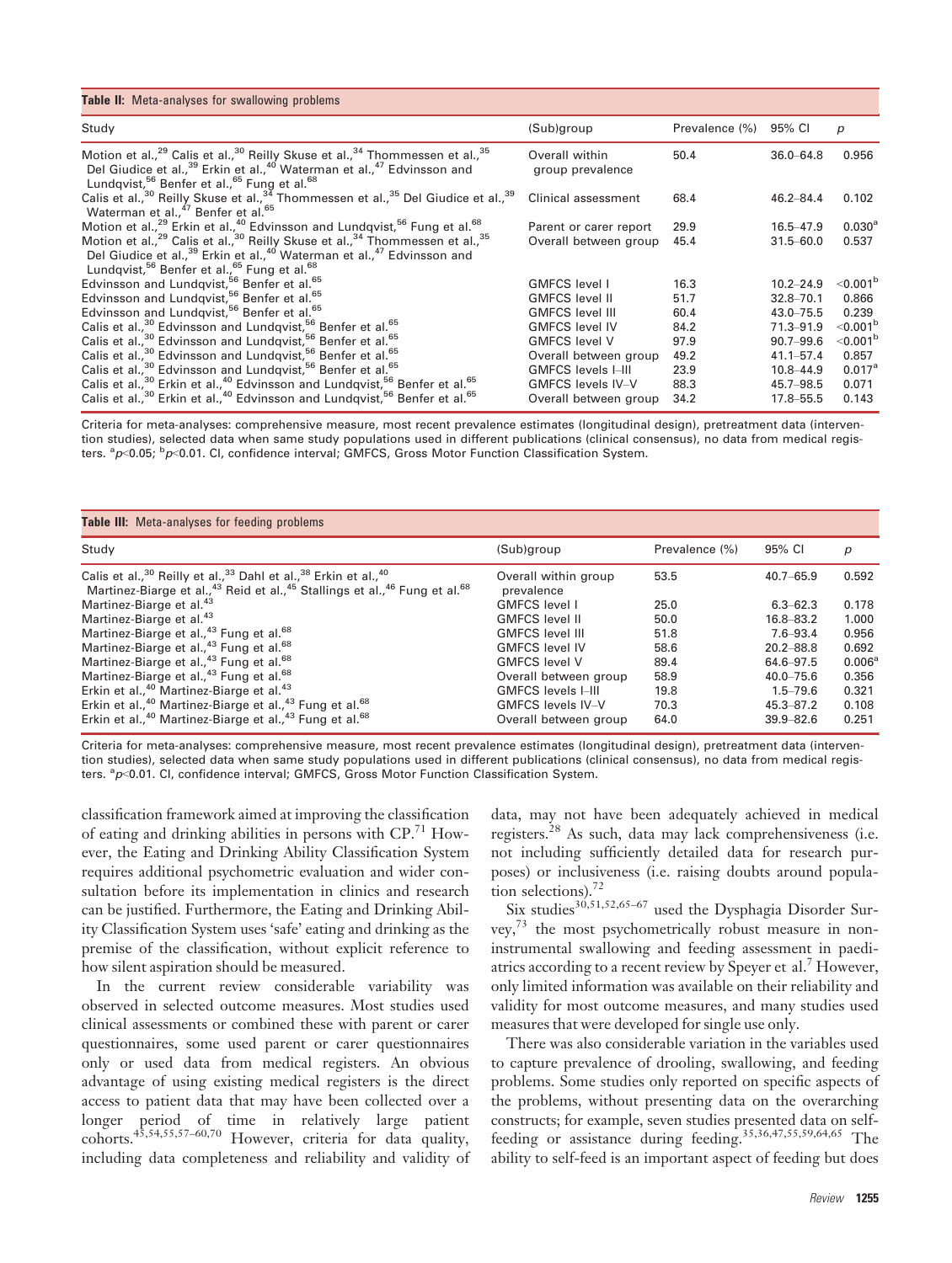**Table II:** Meta-analyses for swallowing problems

| Study | (Sub)group | Prevalence (%) | 95% CI | p |
|---|---|---|---|---|
| Motion et al.,[29] Calis et al.,[30] Reilly Skuse et al.,[34] Thommessen et al.,[35] Del Giudice et al.,[39] Erkin et al.,[40] Waterman et al.,[47] Edvinsson and Lundqvist,[56] Benfer et al.,[65] Fung et al.[68] | Overall within group prevalence | 50.4 | 36.0–64.8 | 0.956 |
| Calis et al.,[30] Reilly Skuse et al.,[34] Thommessen et al.,[35] Del Giudice et al.,[39] Waterman et al.,[47] Benfer et al.[65] | Clinical assessment | 68.4 | 46.2–84.4 | 0.102 |
| Motion et al.,[29] Erkin et al.,[40] Edvinsson and Lundqvist,[56] Fung et al.[68] | Parent or carer report | 29.9 | 16.5–47.9 | 0.030[a] |
| Motion et al.,[29] Calis et al.,[30] Reilly Skuse et al.,[34] Thommessen et al.,[35] Del Giudice et al.,[39] Erkin et al.,[40] Waterman et al.,[47] Edvinsson and Lundqvist,[56] Benfer et al.,[65] Fung et al.[68] | Overall between group | 45.4 | 31.5–60.0 | 0.537 |
| Edvinsson and Lundqvist,[56] Benfer et al.[65] | GMFCS level I | 16.3 | 10.2–24.9 | <0.001[b] |
| Edvinsson and Lundqvist,[56] Benfer et al.[65] | GMFCS level II | 51.7 | 32.8–70.1 | 0.866 |
| Edvinsson and Lundqvist,[56] Benfer et al.[65] | GMFCS level III | 60.4 | 43.0–75.5 | 0.239 |
| Calis et al.,[30] Edvinsson and Lundqvist,[56] Benfer et al.[65] | GMFCS level IV | 84.2 | 71.3–91.9 | <0.001[b] |
| Calis et al.,[30] Edvinsson and Lundqvist,[56] Benfer et al.[65] | GMFCS level V | 97.9 | 90.7–99.6 | <0.001[b] |
| Calis et al.,[30] Edvinsson and Lundqvist,[56] Benfer et al.[65] | Overall between group | 49.2 | 41.1–57.4 | 0.857 |
| Calis et al.,[30] Edvinsson and Lundqvist,[56] Benfer et al.[65] | GMFCS levels I–III | 23.9 | 10.8–44.9 | 0.017[a] |
| Calis et al.,[30] Erkin et al.,[40] Edvinsson and Lundqvist,[56] Benfer et al.[65] | GMFCS levels IV–V | 88.3 | 45.7–98.5 | 0.071 |
| Calis et al.,[30] Erkin et al.,[40] Edvinsson and Lundqvist,[56] Benfer et al.[65] | Overall between group | 34.2 | 17.8–55.5 | 0.143 |

Criteria for meta-analyses: comprehensive measure, most recent prevalence estimates (longitudinal design), pretreatment data (intervention studies), selected data when same study populations used in different publications (clinical consensus), no data from medical registers. [a]$p<0.05$; [b]$p<0.01$. CI, confidence interval; GMFCS, Gross Motor Function Classification System.

**Table III:** Meta-analyses for feeding problems

| Study | (Sub)group | Prevalence (%) | 95% CI | p |
|---|---|---|---|---|
| Calis et al.,[30] Reilly et al.,[33] Dahl et al.,[38] Erkin et al.,[40] Martinez-Biarge et al.,[43] Reid et al.,[45] Stallings et al.,[46] Fung et al.[68] | Overall within group prevalence | 53.5 | 40.7–65.9 | 0.592 |
| Martinez-Biarge et al.[43] | GMFCS level I | 25.0 | 6.3–62.3 | 0.178 |
| Martinez-Biarge et al.[43] | GMFCS level II | 50.0 | 16.8–83.2 | 1.000 |
| Martinez-Biarge et al.,[43] Fung et al.[68] | GMFCS level III | 51.8 | 7.6–93.4 | 0.956 |
| Martinez-Biarge et al.,[43] Fung et al.[68] | GMFCS level IV | 58.6 | 20.2–88.8 | 0.692 |
| Martinez-Biarge et al.,[43] Fung et al.[68] | GMFCS level V | 89.4 | 64.6–97.5 | 0.006[a] |
| Martinez-Biarge et al.,[43] Fung et al.[68] | Overall between group | 58.9 | 40.0–75.6 | 0.356 |
| Erkin et al.,[40] Martinez-Biarge et al.[43] | GMFCS levels I–III | 19.8 | 1.5–79.6 | 0.321 |
| Erkin et al.,[40] Martinez-Biarge et al.,[43] Fung et al.[68] | GMFCS levels IV–V | 70.3 | 45.3–87.2 | 0.108 |
| Erkin et al.,[40] Martinez-Biarge et al.,[43] Fung et al.[68] | Overall between group | 64.0 | 39.9–82.6 | 0.251 |

Criteria for meta-analyses: comprehensive measure, most recent prevalence estimates (longitudinal design), pretreatment data (intervention studies), selected data when same study populations used in different publications (clinical consensus), no data from medical registers. [a]$p<0.01$. CI, confidence interval; GMFCS, Gross Motor Function Classification System.

classification framework aimed at improving the classification of eating and drinking abilities in persons with CP.[71] However, the Eating and Drinking Ability Classification System requires additional psychometric evaluation and wider consultation before its implementation in clinics and research can be justified. Furthermore, the Eating and Drinking Ability Classification System uses 'safe' eating and drinking as the premise of the classification, without explicit reference to how silent aspiration should be measured.

In the current review considerable variability was observed in selected outcome measures. Most studies used clinical assessments or combined these with parent or carer questionnaires, some used parent or carer questionnaires only or used data from medical registers. An obvious advantage of using existing medical registers is the direct access to patient data that may have been collected over a longer period of time in relatively large patient cohorts.[45,54,55,57–60,70] However, criteria for data quality, including data completeness and reliability and validity of data, may not have been adequately achieved in medical registers.[28] As such, data may lack comprehensiveness (i.e. not including sufficiently detailed data for research purposes) or inclusiveness (i.e. raising doubts around population selections).[72]

Six studies[30,51,52,65–67] used the Dysphagia Disorder Survey,[73] the most psychometrically robust measure in non-instrumental swallowing and feeding assessment in paediatrics according to a recent review by Speyer et al.[7] However, only limited information was available on their reliability and validity for most outcome measures, and many studies used measures that were developed for single use only.

There was also considerable variation in the variables used to capture prevalence of drooling, swallowing, and feeding problems. Some studies only reported on specific aspects of the problems, without presenting data on the overarching constructs; for example, seven studies presented data on self-feeding or assistance during feeding.[35,36,47,55,59,64,65] The ability to self-feed is an important aspect of feeding but does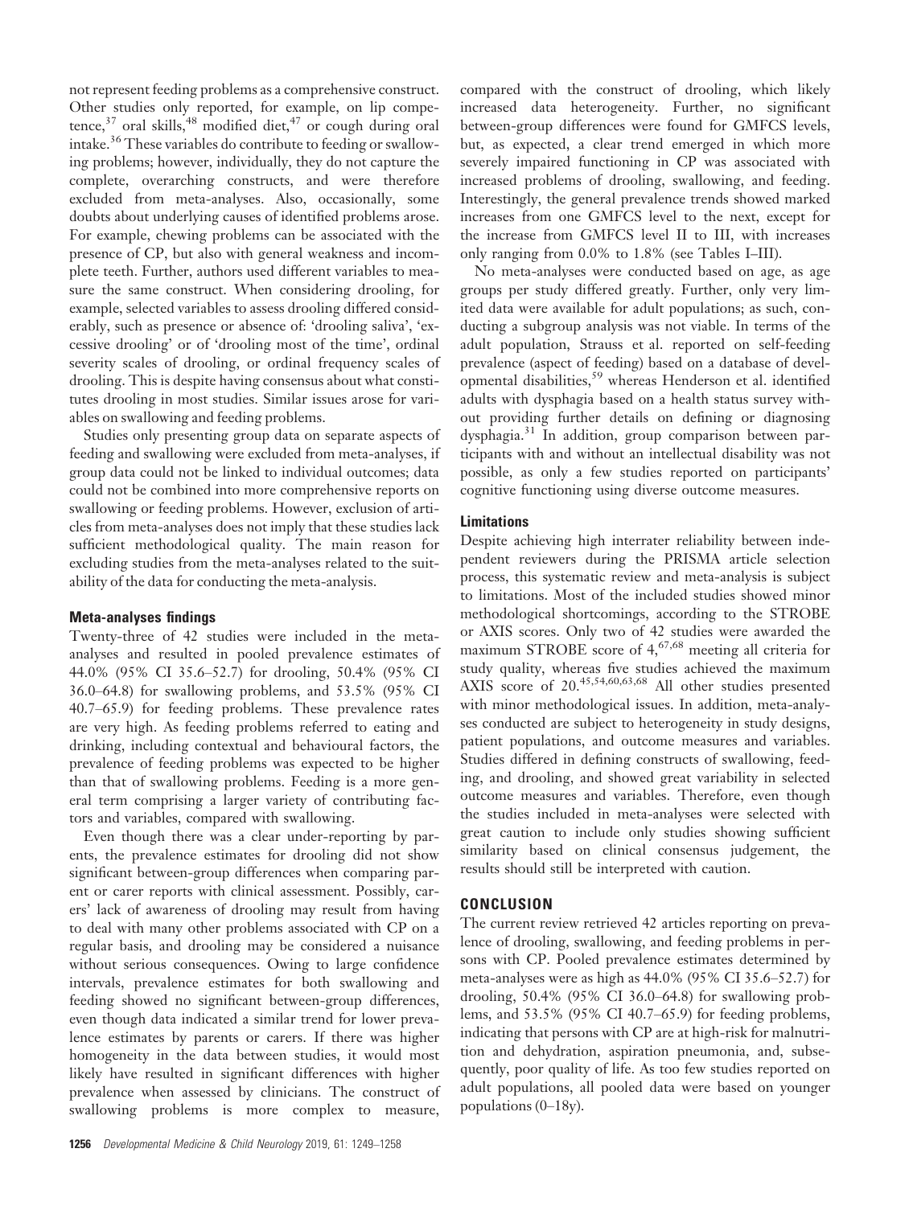not represent feeding problems as a comprehensive construct. Other studies only reported, for example, on lip competence,[37] oral skills,[48] modified diet,[47] or cough during oral intake.[36] These variables do contribute to feeding or swallowing problems; however, individually, they do not capture the complete, overarching constructs, and were therefore excluded from meta-analyses. Also, occasionally, some doubts about underlying causes of identified problems arose. For example, chewing problems can be associated with the presence of CP, but also with general weakness and incomplete teeth. Further, authors used different variables to measure the same construct. When considering drooling, for example, selected variables to assess drooling differed considerably, such as presence or absence of: 'drooling saliva', 'excessive drooling' or of 'drooling most of the time', ordinal severity scales of drooling, or ordinal frequency scales of drooling. This is despite having consensus about what constitutes drooling in most studies. Similar issues arose for variables on swallowing and feeding problems.

Studies only presenting group data on separate aspects of feeding and swallowing were excluded from meta-analyses, if group data could not be linked to individual outcomes; data could not be combined into more comprehensive reports on swallowing or feeding problems. However, exclusion of articles from meta-analyses does not imply that these studies lack sufficient methodological quality. The main reason for excluding studies from the meta-analyses related to the suitability of the data for conducting the meta-analysis.

### Meta-analyses findings

Twenty-three of 42 studies were included in the meta-analyses and resulted in pooled prevalence estimates of 44.0% (95% CI 35.6–52.7) for drooling, 50.4% (95% CI 36.0–64.8) for swallowing problems, and 53.5% (95% CI 40.7–65.9) for feeding problems. These prevalence rates are very high. As feeding problems referred to eating and drinking, including contextual and behavioural factors, the prevalence of feeding problems was expected to be higher than that of swallowing problems. Feeding is a more general term comprising a larger variety of contributing factors and variables, compared with swallowing.

Even though there was a clear under-reporting by parents, the prevalence estimates for drooling did not show significant between-group differences when comparing parent or carer reports with clinical assessment. Possibly, carers' lack of awareness of drooling may result from having to deal with many other problems associated with CP on a regular basis, and drooling may be considered a nuisance without serious consequences. Owing to large confidence intervals, prevalence estimates for both swallowing and feeding showed no significant between-group differences, even though data indicated a similar trend for lower prevalence estimates by parents or carers. If there was higher homogeneity in the data between studies, it would most likely have resulted in significant differences with higher prevalence when assessed by clinicians. The construct of swallowing problems is more complex to measure, compared with the construct of drooling, which likely increased data heterogeneity. Further, no significant between-group differences were found for GMFCS levels, but, as expected, a clear trend emerged in which more severely impaired functioning in CP was associated with increased problems of drooling, swallowing, and feeding. Interestingly, the general prevalence trends showed marked increases from one GMFCS level to the next, except for the increase from GMFCS level II to III, with increases only ranging from 0.0% to 1.8% (see Tables I–III).

No meta-analyses were conducted based on age, as age groups per study differed greatly. Further, only very limited data were available for adult populations; as such, conducting a subgroup analysis was not viable. In terms of the adult population, Strauss et al. reported on self-feeding prevalence (aspect of feeding) based on a database of developmental disabilities,[59] whereas Henderson et al. identified adults with dysphagia based on a health status survey without providing further details on defining or diagnosing dysphagia.[31] In addition, group comparison between participants with and without an intellectual disability was not possible, as only a few studies reported on participants' cognitive functioning using diverse outcome measures.

### Limitations

Despite achieving high interrater reliability between independent reviewers during the PRISMA article selection process, this systematic review and meta-analysis is subject to limitations. Most of the included studies showed minor methodological shortcomings, according to the STROBE or AXIS scores. Only two of 42 studies were awarded the maximum STROBE score of 4,[67,68] meeting all criteria for study quality, whereas five studies achieved the maximum AXIS score of 20.[45,54,60,63,68] All other studies presented with minor methodological issues. In addition, meta-analyses conducted are subject to heterogeneity in study designs, patient populations, and outcome measures and variables. Studies differed in defining constructs of swallowing, feeding, and drooling, and showed great variability in selected outcome measures and variables. Therefore, even though the studies included in meta-analyses were selected with great caution to include only studies showing sufficient similarity based on clinical consensus judgement, the results should still be interpreted with caution.

## CONCLUSION

The current review retrieved 42 articles reporting on prevalence of drooling, swallowing, and feeding problems in persons with CP. Pooled prevalence estimates determined by meta-analyses were as high as 44.0% (95% CI 35.6–52.7) for drooling, 50.4% (95% CI 36.0–64.8) for swallowing problems, and 53.5% (95% CI 40.7–65.9) for feeding problems, indicating that persons with CP are at high-risk for malnutrition and dehydration, aspiration pneumonia, and, subsequently, poor quality of life. As too few studies reported on adult populations, all pooled data were based on younger populations (0–18y).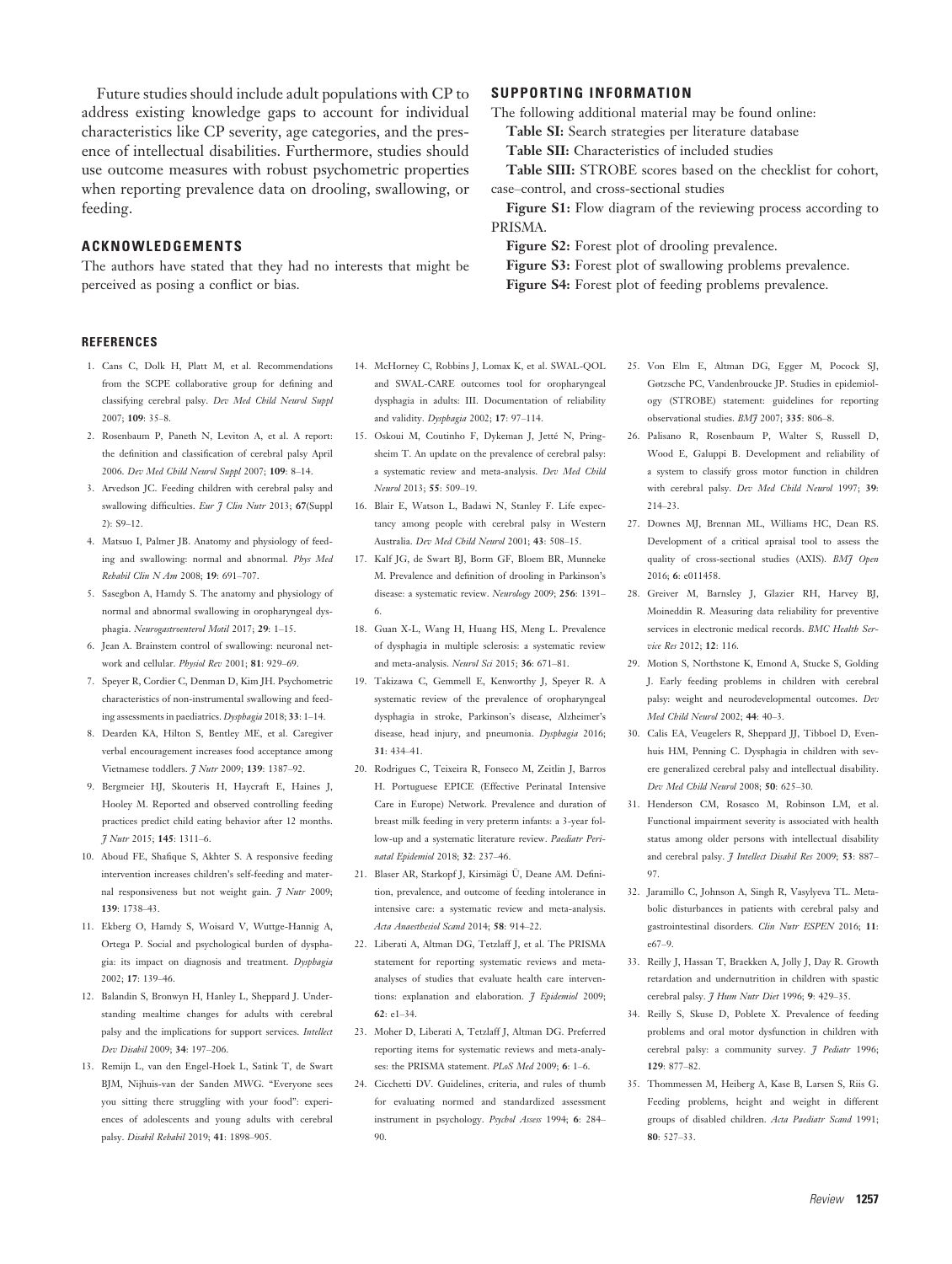Future studies should include adult populations with CP to address existing knowledge gaps to account for individual characteristics like CP severity, age categories, and the presence of intellectual disabilities. Furthermore, studies should use outcome measures with robust psychometric properties when reporting prevalence data on drooling, swallowing, or feeding.

## ACKNOWLEDGEMENTS

The authors have stated that they had no interests that might be perceived as posing a conflict or bias.

## SUPPORTING INFORMATION

The following additional material may be found online:

**Table SI:** Search strategies per literature database

**Table SII:** Characteristics of included studies

**Table SIII:** STROBE scores based on the checklist for cohort, case–control, and cross-sectional studies

**Figure S1:** Flow diagram of the reviewing process according to PRISMA.

**Figure S2:** Forest plot of drooling prevalence.

**Figure S3:** Forest plot of swallowing problems prevalence.

**Figure S4:** Forest plot of feeding problems prevalence.

## REFERENCES

1. Cans C, Dolk H, Platt M, et al. Recommendations from the SCPE collaborative group for defining and classifying cerebral palsy. *Dev Med Child Neurol Suppl* 2007; **109**: 35–8.
2. Rosenbaum P, Paneth N, Leviton A, et al. A report: the definition and classification of cerebral palsy April 2006. *Dev Med Child Neurol Suppl* 2007; **109**: 8–14.
3. Arvedson JC. Feeding children with cerebral palsy and swallowing difficulties. *Eur J Clin Nutr* 2013; **67**(Suppl 2): S9–12.
4. Matsuo I, Palmer JB. Anatomy and physiology of feeding and swallowing: normal and abnormal. *Phys Med Rehabil Clin N Am* 2008; **19**: 691–707.
5. Sasegbon A, Hamdy S. The anatomy and physiology of normal and abnormal swallowing in oropharyngeal dysphagia. *Neurogastroenterol Motil* 2017; **29**: 1–15.
6. Jean A. Brainstem control of swallowing: neuronal network and cellular. *Physiol Rev* 2001; **81**: 929–69.
7. Speyer R, Cordier C, Denman D, Kim JH. Psychometric characteristics of non-instrumental swallowing and feeding assessments in paediatrics. *Dysphagia* 2018; **33**: 1–14.
8. Dearden KA, Hilton S, Bentley ME, et al. Caregiver verbal encouragement increases food acceptance among Vietnamese toddlers. *J Nutr* 2009; **139**: 1387–92.
9. Bergmeier HJ, Skouteris H, Haycraft E, Haines J, Hooley M. Reported and observed controlling feeding practices predict child eating behavior after 12 months. *J Nutr* 2015; **145**: 1311–6.
10. Aboud FE, Shafique S, Akhter S. A responsive feeding intervention increases children's self-feeding and maternal responsiveness but not weight gain. *J Nutr* 2009; **139**: 1738–43.
11. Ekberg O, Hamdy S, Woisard V, Wuttge-Hannig A, Ortega P. Social and psychological burden of dysphagia: its impact on diagnosis and treatment. *Dysphagia* 2002; **17**: 139–46.
12. Balandin S, Bronwyn H, Hanley L, Sheppard J. Understanding mealtime changes for adults with cerebral palsy and the implications for support services. *Intellect Dev Disabil* 2009; **34**: 197–206.
13. Remijn L, van den Engel-Hoek L, Satink T, de Swart BJM, Nijhuis-van der Sanden MWG. "Everyone sees you sitting there struggling with your food": experiences of adolescents and young adults with cerebral palsy. *Disabil Rehabil* 2019; **41**: 1898–905.
14. McHorney C, Robbins J, Lomax K, et al. SWAL-QOL and SWAL-CARE outcomes tool for oropharyngeal dysphagia in adults: III. Documentation of reliability and validity. *Dysphagia* 2002; **17**: 97–114.
15. Oskoui M, Coutinho F, Dykeman J, Jetté N, Pringsheim T. An update on the prevalence of cerebral palsy: a systematic review and meta-analysis. *Dev Med Child Neurol* 2013; **55**: 509–19.
16. Blair E, Watson L, Badawi N, Stanley F. Life expectancy among people with cerebral palsy in Western Australia. *Dev Med Child Neurol* 2001; **43**: 508–15.
17. Kalf JG, de Swart BJ, Borm GF, Bloem BR, Munneke M. Prevalence and definition of drooling in Parkinson's disease: a systematic review. *Neurology* 2009; **256**: 1391–6.
18. Guan X-L, Wang H, Huang HS, Meng L. Prevalence of dysphagia in multiple sclerosis: a systematic review and meta-analysis. *Neurol Sci* 2015; **36**: 671–81.
19. Takizawa C, Gemmell E, Kenworthy J, Speyer R. A systematic review of the prevalence of oropharyngeal dysphagia in stroke, Parkinson's disease, Alzheimer's disease, head injury, and pneumonia. *Dysphagia* 2016; **31**: 434–41.
20. Rodrigues C, Teixeira R, Fonseco M, Zeitlin J, Barros H. Portuguese EPICE (Effective Perinatal Intensive Care in Europe) Network. Prevalence and duration of breast milk feeding in very preterm infants: a 3-year follow-up and a systematic literature review. *Paediatr Perinatal Epidemiol* 2018; **32**: 237–46.
21. Blaser AR, Starkopf J, Kirsimägi Ü, Deane AM. Definition, prevalence, and outcome of feeding intolerance in intensive care: a systematic review and meta-analysis. *Acta Anaesthesiol Scand* 2014; **58**: 914–22.
22. Liberati A, Altman DG, Tetzlaff J, et al. The PRISMA statement for reporting systematic reviews and meta-analyses of studies that evaluate health care interventions: explanation and elaboration. *J Epidemiol* 2009; **62**: e1–34.
23. Moher D, Liberati A, Tetzlaff J, Altman DG. Preferred reporting items for systematic reviews and meta-analyses: the PRISMA statement. *PLoS Med* 2009; **6**: 1–6.
24. Cicchetti DV. Guidelines, criteria, and rules of thumb for evaluating normed and standardized assessment instrument in psychology. *Psychol Assess* 1994; **6**: 284–90.
25. Von Elm E, Altman DG, Egger M, Pocock SJ, Gøtzsche PC, Vandenbroucke JP. Studies in epidemiology (STROBE) statement: guidelines for reporting observational studies. *BMJ* 2007; **335**: 806–8.
26. Palisano R, Rosenbaum P, Walter S, Russell D, Wood E, Galuppi B. Development and reliability of a system to classify gross motor function in children with cerebral palsy. *Dev Med Child Neurol* 1997; **39**: 214–23.
27. Downes MJ, Brennan ML, Williams HC, Dean RS. Development of a critical appraisal tool to assess the quality of cross-sectional studies (AXIS). *BMJ Open* 2016; **6**: e011458.
28. Greiver M, Barnsley J, Glazier RH, Harvey BJ, Moineddin R. Measuring data reliability for preventive services in electronic medical records. *BMC Health Serv Res* 2012; **12**: 116.
29. Motion S, Northstone K, Emond A, Stucke S, Golding J. Early feeding problems in children with cerebral palsy: weight and neurodevelopmental outcomes. *Dev Med Child Neurol* 2002; **44**: 40–3.
30. Calis EA, Veugelers R, Sheppard JJ, Tibboel D, Evenhuis HM, Penning C. Dysphagia in children with severe generalized cerebral palsy and intellectual disability. *Dev Med Child Neurol* 2008; **50**: 625–30.
31. Henderson CM, Rosasco M, Robinson LM, et al. Functional impairment severity is associated with health status among older persons with intellectual disability and cerebral palsy. *J Intellect Disabil Res* 2009; **53**: 887–97.
32. Jaramillo C, Johnson A, Singh R, Vasylyeva TL. Metabolic disturbances in patients with cerebral palsy and gastrointestinal disorders. *Clin Nutr ESPEN* 2016; **11**: e67–9.
33. Reilly J, Hassan T, Braekken A, Jolly J, Day R. Growth retardation and undernutrition in children with spastic cerebral palsy. *J Hum Nutr Diet* 1996; **9**: 429–35.
34. Reilly S, Skuse D, Poblete X. Prevalence of feeding problems and oral motor dysfunction in children with cerebral palsy: a community survey. *J Pediatr* 1996; **129**: 877–82.
35. Thommessen M, Heiberg A, Kase B, Larsen S, Riis G. Feeding problems, height and weight in different groups of disabled children. *Acta Paediatr Scand* 1991; **80**: 527–33.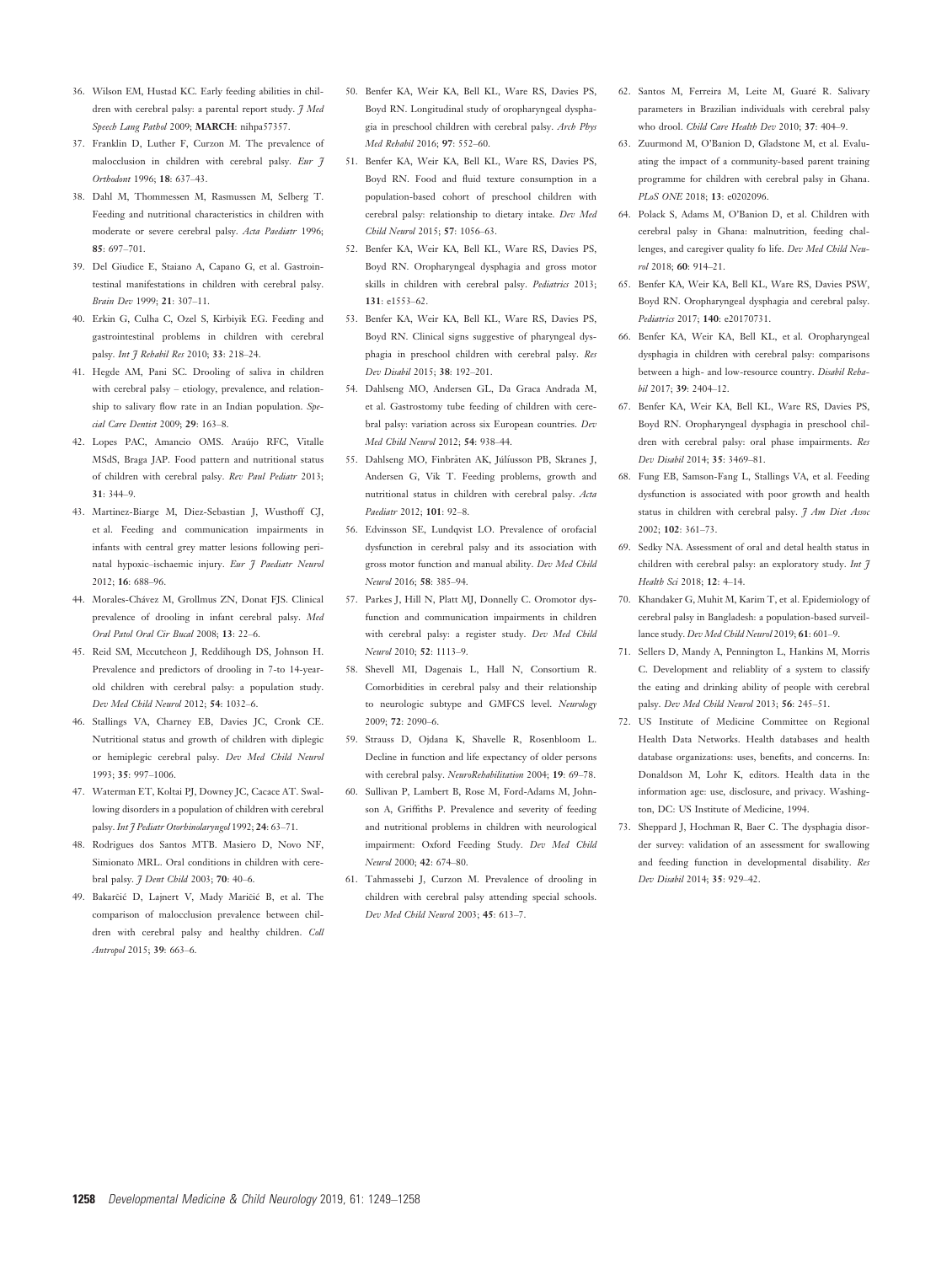36. Wilson EM, Hustad KC. Early feeding abilities in children with cerebral palsy: a parental report study. *J Med Speech Lang Pathol* 2009; **MARCH**: nihpa57357.
37. Franklin D, Luther F, Curzon M. The prevalence of malocclusion in children with cerebral palsy. *Eur J Orthodont* 1996; **18**: 637–43.
38. Dahl M, Thommessen M, Rasmussen M, Selberg T. Feeding and nutritional characteristics in children with moderate or severe cerebral palsy. *Acta Paediatr* 1996; **85**: 697–701.
39. Del Giudice E, Staiano A, Capano G, et al. Gastrointestinal manifestations in children with cerebral palsy. *Brain Dev* 1999; **21**: 307–11.
40. Erkin G, Culha C, Ozel S, Kirbiyik EG. Feeding and gastrointestinal problems in children with cerebral palsy. *Int J Rehabil Res* 2010; **33**: 218–24.
41. Hegde AM, Pani SC. Drooling of saliva in children with cerebral palsy – etiology, prevalence, and relationship to salivary flow rate in an Indian population. *Special Care Dentist* 2009; **29**: 163–8.
42. Lopes PAC, Amancio OMS. Araújo RFC, Vitalle MSdS, Braga JAP. Food pattern and nutritional status of children with cerebral palsy. *Rev Paul Pediatr* 2013; **31**: 344–9.
43. Martinez-Biarge M, Diez-Sebastian J, Wusthoff CJ, et al. Feeding and communication impairments in infants with central grey matter lesions following perinatal hypoxic–ischaemic injury. *Eur J Paediatr Neurol* 2012; **16**: 688–96.
44. Morales-Chávez M, Grollmus ZN, Donat FJS. Clinical prevalence of drooling in infant cerebral palsy. *Med Oral Patol Oral Cir Bucal* 2008; **13**: 22–6.
45. Reid SM, Mccutcheon J, Reddihough DS, Johnson H. Prevalence and predictors of drooling in 7-to 14-year-old children with cerebral palsy: a population study. *Dev Med Child Neurol* 2012; **54**: 1032–6.
46. Stallings VA, Charney EB, Davies JC, Cronk CE. Nutritional status and growth of children with diplegic or hemiplegic cerebral palsy. *Dev Med Child Neurol* 1993; **35**: 997–1006.
47. Waterman ET, Koltai PJ, Downey JC, Cacace AT. Swallowing disorders in a population of children with cerebral palsy. *Int J Pediatr Otorhinolaryngol* 1992; **24**: 63–71.
48. Rodrigues dos Santos MTB. Masiero D, Novo NF, Simionato MRL. Oral conditions in children with cerebral palsy. *J Dent Child* 2003; **70**: 40–6.
49. Bakarčić D, Lajnert V, Mady Maričić B, et al. The comparison of malocclusion prevalence between children with cerebral palsy and healthy children. *Coll Antropol* 2015; **39**: 663–6.
50. Benfer KA, Weir KA, Bell KL, Ware RS, Davies PS, Boyd RN. Longitudinal study of oropharyngeal dysphagia in preschool children with cerebral palsy. *Arch Phys Med Rehabil* 2016; **97**: 552–60.
51. Benfer KA, Weir KA, Bell KL, Ware RS, Davies PS, Boyd RN. Food and fluid texture consumption in a population-based cohort of preschool children with cerebral palsy: relationship to dietary intake. *Dev Med Child Neurol* 2015; **57**: 1056–63.
52. Benfer KA, Weir KA, Bell KL, Ware RS, Davies PS, Boyd RN. Oropharyngeal dysphagia and gross motor skills in children with cerebral palsy. *Pediatrics* 2013; **131**: e1553–62.
53. Benfer KA, Weir KA, Bell KL, Ware RS, Davies PS, Boyd RN. Clinical signs suggestive of pharyngeal dysphagia in preschool children with cerebral palsy. *Res Dev Disabil* 2015; **38**: 192–201.
54. Dahlseng MO, Andersen GL, Da Graca Andrada M, et al. Gastrostomy tube feeding of children with cerebral palsy: variation across six European countries. *Dev Med Child Neurol* 2012; **54**: 938–44.
55. Dahlseng MO, Finbråten AK, Júlíusson PB, Skranes J, Andersen G, Vik T. Feeding problems, growth and nutritional status in children with cerebral palsy. *Acta Paediatr* 2012; **101**: 92–8.
56. Edvinsson SE, Lundqvist LO. Prevalence of orofacial dysfunction in cerebral palsy and its association with gross motor function and manual ability. *Dev Med Child Neurol* 2016; **58**: 385–94.
57. Parkes J, Hill N, Platt MJ, Donnelly C. Oromotor dysfunction and communication impairments in children with cerebral palsy: a register study. *Dev Med Child Neurol* 2010; **52**: 1113–9.
58. Shevell MI, Dagenais L, Hall N, Consortium R. Comorbidities in cerebral palsy and their relationship to neurologic subtype and GMFCS level. *Neurology* 2009; **72**: 2090–6.
59. Strauss D, Ojdana K, Shavelle R, Rosenbloom L. Decline in function and life expectancy of older persons with cerebral palsy. *NeuroRehabilitation* 2004; **19**: 69–78.
60. Sullivan P, Lambert B, Rose M, Ford-Adams M, Johnson A, Griffiths P. Prevalence and severity of feeding and nutritional problems in children with neurological impairment: Oxford Feeding Study. *Dev Med Child Neurol* 2000; **42**: 674–80.
61. Tahmassebi J, Curzon M. Prevalence of drooling in children with cerebral palsy attending special schools. *Dev Med Child Neurol* 2003; **45**: 613–7.
62. Santos M, Ferreira M, Leite M, Guaré R. Salivary parameters in Brazilian individuals with cerebral palsy who drool. *Child Care Health Dev* 2010; **37**: 404–9.
63. Zuurmond M, O'Banion D, Gladstone M, et al. Evaluating the impact of a community-based parent training programme for children with cerebral palsy in Ghana. *PLoS ONE* 2018; **13**: e0202096.
64. Polack S, Adams M, O'Banion D, et al. Children with cerebral palsy in Ghana: malnutrition, feeding challenges, and caregiver quality fo life. *Dev Med Child Neurol* 2018; **60**: 914–21.
65. Benfer KA, Weir KA, Bell KL, Ware RS, Davies PSW, Boyd RN. Oropharyngeal dysphagia and cerebral palsy. *Pediatrics* 2017; **140**: e20170731.
66. Benfer KA, Weir KA, Bell KL, et al. Oropharyngeal dysphagia in children with cerebral palsy: comparisons between a high- and low-resource country. *Disabil Rehabil* 2017; **39**: 2404–12.
67. Benfer KA, Weir KA, Bell KL, Ware RS, Davies PS, Boyd RN. Oropharyngeal dysphagia in preschool children with cerebral palsy: oral phase impairments. *Res Dev Disabil* 2014; **35**: 3469–81.
68. Fung EB, Samson-Fang L, Stallings VA, et al. Feeding dysfunction is associated with poor growth and health status in children with cerebral palsy. *J Am Diet Assoc* 2002; **102**: 361–73.
69. Sedky NA. Assessment of oral and detal health status in children with cerebral palsy: an exploratory study. *Int J Health Sci* 2018; **12**: 4–14.
70. Khandaker G, Muhit M, Karim T, et al. Epidemiology of cerebral palsy in Bangladesh: a population-based surveillance study. *Dev Med Child Neurol* 2019; **61**: 601–9.
71. Sellers D, Mandy A, Pennington L, Hankins M, Morris C. Development and reliablity of a system to classify the eating and drinking ability of people with cerebral palsy. *Dev Med Child Neurol* 2013; **56**: 245–51.
72. US Institute of Medicine Committee on Regional Health Data Networks. Health databases and health database organizations: uses, benefits, and concerns. In: Donaldson M, Lohr K, editors. Health data in the information age: use, disclosure, and privacy. Washington, DC: US Institute of Medicine, 1994.
73. Sheppard J, Hochman R, Baer C. The dysphagia disorder survey: validation of an assessment for swallowing and feeding function in developmental disability. *Res Dev Disabil* 2014; **35**: 929–42.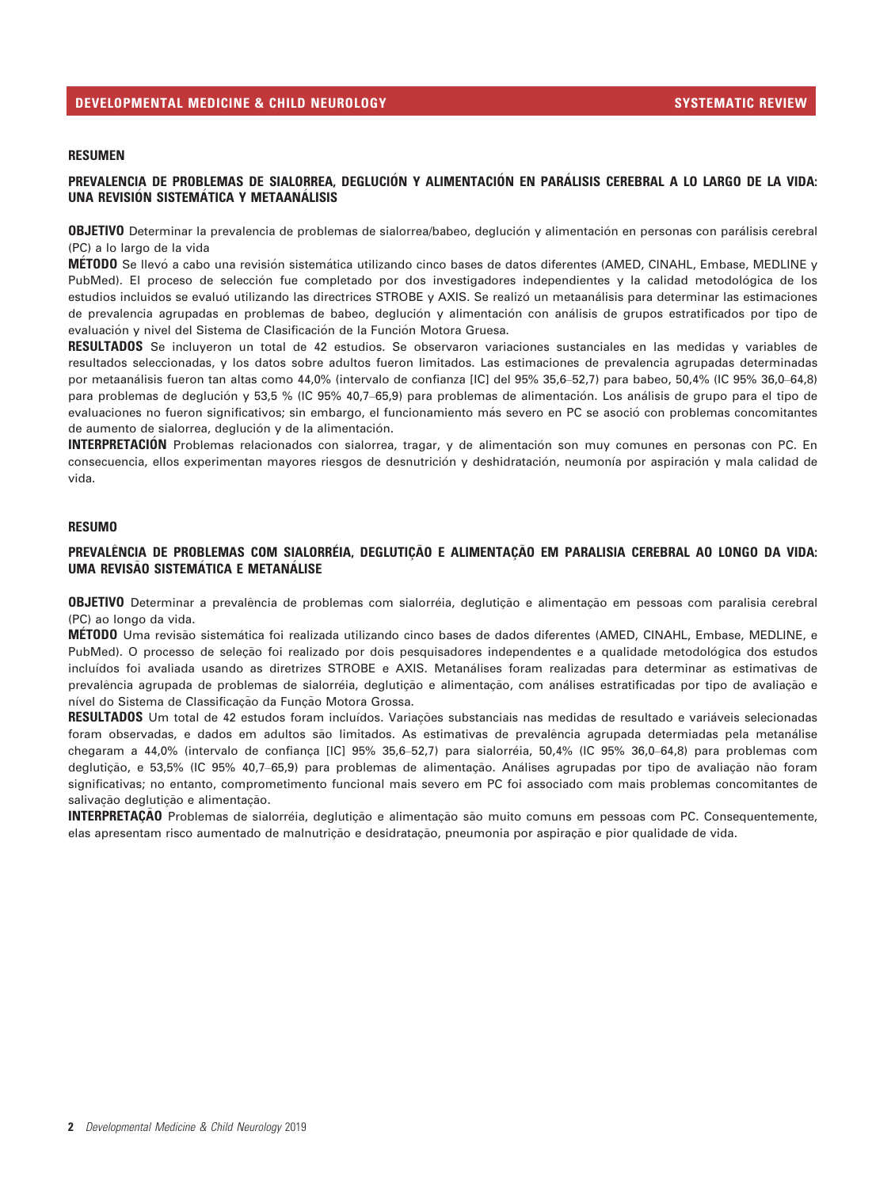## RESUMEN

### PREVALENCIA DE PROBLEMAS DE SIALORREA, DEGLUCIÓN Y ALIMENTACIÓN EN PARÁLISIS CEREBRAL A LO LARGO DE LA VIDA: UNA REVISIÓN SISTEMÁTICA Y METAANÁLISIS

**OBJETIVO** Determinar la prevalencia de problemas de sialorrea/babeo, deglución y alimentación en personas con parálisis cerebral (PC) a lo largo de la vida

**MÉTODO** Se llevó a cabo una revisión sistemática utilizando cinco bases de datos diferentes (AMED, CINAHL, Embase, MEDLINE y PubMed). El proceso de selección fue completado por dos investigadores independientes y la calidad metodológica de los estudios incluidos se evaluó utilizando las directrices STROBE y AXIS. Se realizó un metaanálisis para determinar las estimaciones de prevalencia agrupadas en problemas de babeo, deglución y alimentación con análisis de grupos estratificados por tipo de evaluación y nivel del Sistema de Clasificación de la Función Motora Gruesa.

**RESULTADOS** Se incluyeron un total de 42 estudios. Se observaron variaciones sustanciales en las medidas y variables de resultados seleccionadas, y los datos sobre adultos fueron limitados. Las estimaciones de prevalencia agrupadas determinadas por metaanálisis fueron tan altas como 44,0% (intervalo de confianza [IC] del 95% 35,6–52,7) para babeo, 50,4% (IC 95% 36,0–64,8) para problemas de deglución y 53,5 % (IC 95% 40,7–65,9) para problemas de alimentación. Los análisis de grupo para el tipo de evaluaciones no fueron significativos; sin embargo, el funcionamiento más severo en PC se asoció con problemas concomitantes de aumento de sialorrea, deglución y de la alimentación.

**INTERPRETACIÓN** Problemas relacionados con sialorrea, tragar, y de alimentación son muy comunes en personas con PC. En consecuencia, ellos experimentan mayores riesgos de desnutrición y deshidratación, neumonía por aspiración y mala calidad de vida.

## RESUMO

### PREVALÊNCIA DE PROBLEMAS COM SIALORRÉIA, DEGLUTIÇÃO E ALIMENTAÇÃO EM PARALISIA CEREBRAL AO LONGO DA VIDA: UMA REVISÃO SISTEMÁTICA E METANÁLISE

**OBJETIVO** Determinar a prevalência de problemas com sialorréia, deglutição e alimentação em pessoas com paralisia cerebral (PC) ao longo da vida.

**MÉTODO** Uma revisão sistemática foi realizada utilizando cinco bases de dados diferentes (AMED, CINAHL, Embase, MEDLINE, e PubMed). O processo de seleção foi realizado por dois pesquisadores independentes e a qualidade metodológica dos estudos incluídos foi avaliada usando as diretrizes STROBE e AXIS. Metanálises foram realizadas para determinar as estimativas de prevalência agrupada de problemas de sialorréia, deglutição e alimentação, com análises estratificadas por tipo de avaliação e nível do Sistema de Classificação da Função Motora Grossa.

**RESULTADOS** Um total de 42 estudos foram incluídos. Variações substanciais nas medidas de resultado e variáveis selecionadas foram observadas, e dados em adultos são limitados. As estimativas de prevalência agrupada determiadas pela metanálise chegaram a 44,0% (intervalo de confiança [IC] 95% 35,6–52,7) para sialorréia, 50,4% (IC 95% 36,0–64,8) para problemas com deglutição, e 53,5% (IC 95% 40,7–65,9) para problemas de alimentação. Análises agrupadas por tipo de avaliação não foram significativas; no entanto, comprometimento funcional mais severo em PC foi associado com mais problemas concomitantes de salivação deglutição e alimentação.

**INTERPRETAÇÃO** Problemas de sialorréia, deglutição e alimentação são muito comuns em pessoas com PC. Consequentemente, elas apresentam risco aumentado de malnutrição e desidratação, pneumonia por aspiração e pior qualidade de vida.